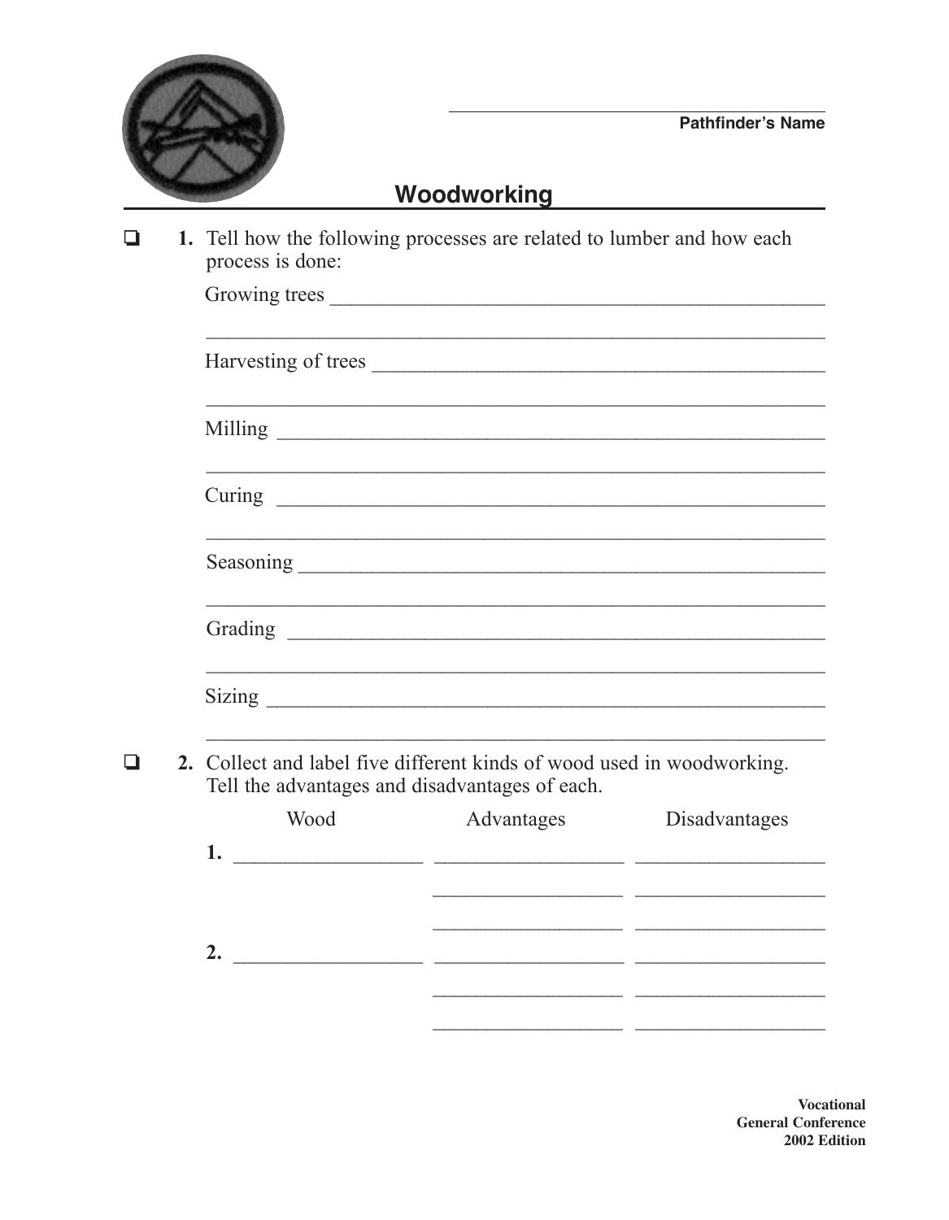Pathfinder's Name

# Woodworking

- [ ] **1.** Tell how the following processes are related to lumber and how each process is done:

  Growing trees

  Harvesting of trees

  Milling

  Curing

  Seasoning

  Grading

  Sizing

- [ ] **2.** Collect and label five different kinds of wood used in woodworking. Tell the advantages and disadvantages of each.

| | Wood | Advantages | Disadvantages |
|---|---|---|---|
| **1.** | | | |
| **2.** | | | |

Vocational
General Conference
2002 Edition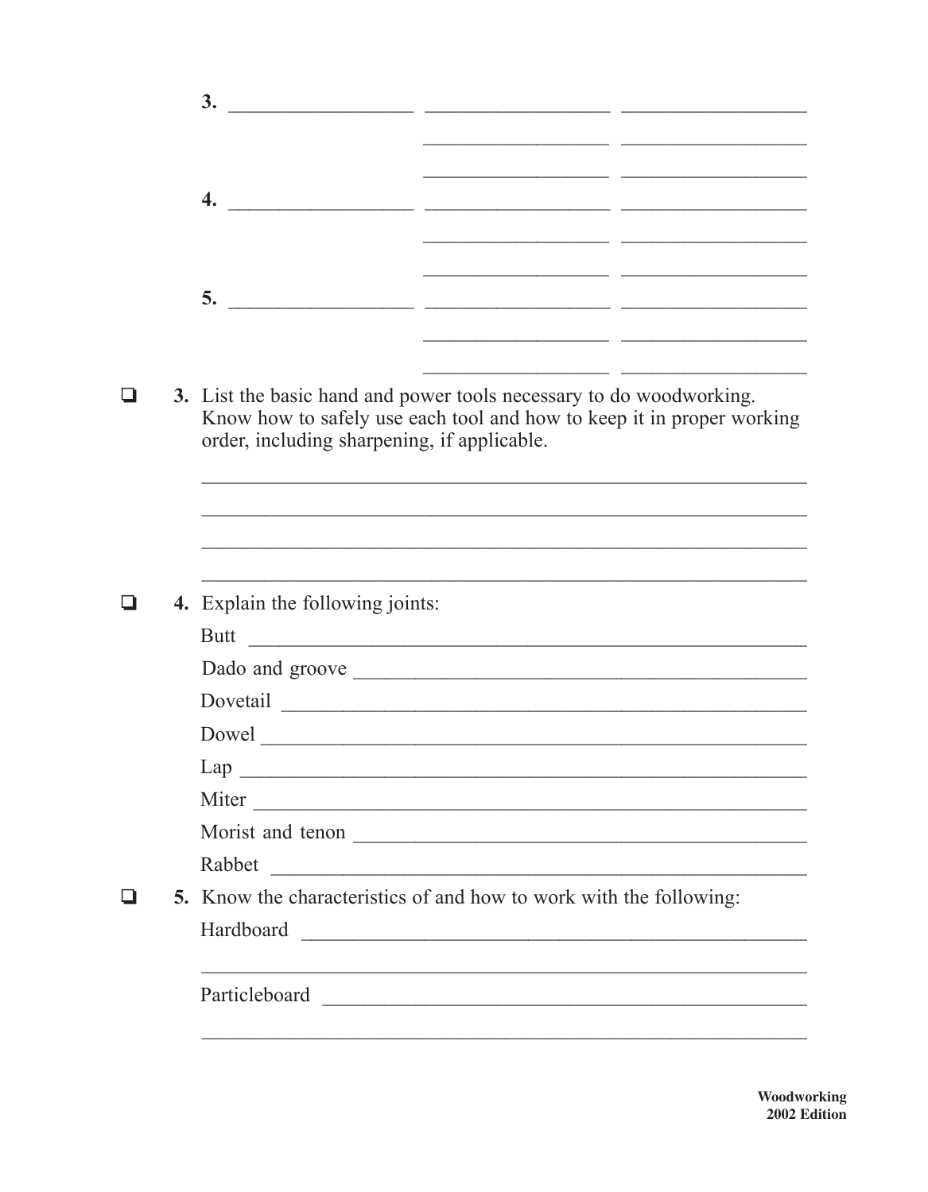3. ______________ ______________ ______________

______________ ______________

______________ ______________

4. ______________ ______________ ______________

______________ ______________

______________ ______________

5. ______________ ______________ ______________

______________ ______________

______________ ______________

- [ ] **3.** List the basic hand and power tools necessary to do woodworking. Know how to safely use each tool and how to keep it in proper working order, including sharpening, if applicable.

______________________________________________

______________________________________________

______________________________________________

______________________________________________

- [ ] **4.** Explain the following joints:

Butt ______________________________________________

Dado and groove ______________________________________________

Dovetail ______________________________________________

Dowel ______________________________________________

Lap ______________________________________________

Miter ______________________________________________

Morist and tenon ______________________________________________

Rabbet ______________________________________________

- [ ] **5.** Know the characteristics of and how to work with the following:

Hardboard ______________________________________________

______________________________________________

Particleboard ______________________________________________

______________________________________________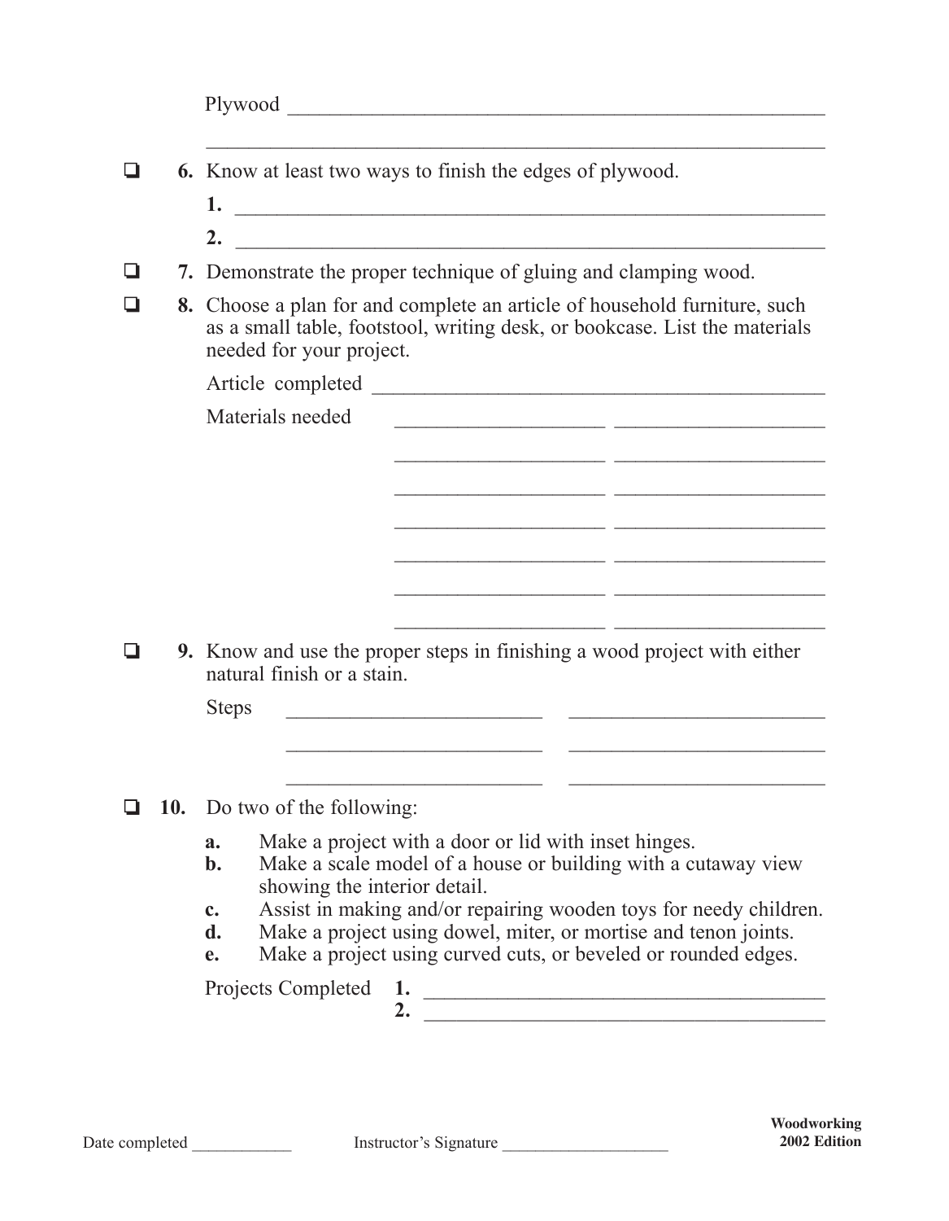Plywood ____________________________________________________

____________________________________________________

- ❑ **6.** Know at least two ways to finish the edges of plywood.

  **1.** ____________________________________________________

  **2.** ____________________________________________________

- ❑ **7.** Demonstrate the proper technique of gluing and clamping wood.

- ❑ **8.** Choose a plan for and complete an article of household furniture, such as a small table, footstool, writing desk, or bookcase. List the materials needed for your project.

  Article completed ____________________________________________

  Materials needed ____________________ ____________________

  ____________________ ____________________

  ____________________ ____________________

  ____________________ ____________________

  ____________________ ____________________

  ____________________ ____________________

  ____________________ ____________________

- ❑ **9.** Know and use the proper steps in finishing a wood project with either natural finish or a stain.

  Steps ________________________ ________________________

  ________________________ ________________________

  ________________________ ________________________

- ❑ **10.** Do two of the following:

  **a.** Make a project with a door or lid with inset hinges.
  **b.** Make a scale model of a house or building with a cutaway view showing the interior detail.
  **c.** Assist in making and/or repairing wooden toys for needy children.
  **d.** Make a project using dowel, miter, or mortise and tenon joints.
  **e.** Make a project using curved cuts, or beveled or rounded edges.

  Projects Completed **1.** ________________________________________
  **2.** ________________________________________

Date completed ____________ Instructor's Signature ____________________

**Woodworking**
**2002 Edition**